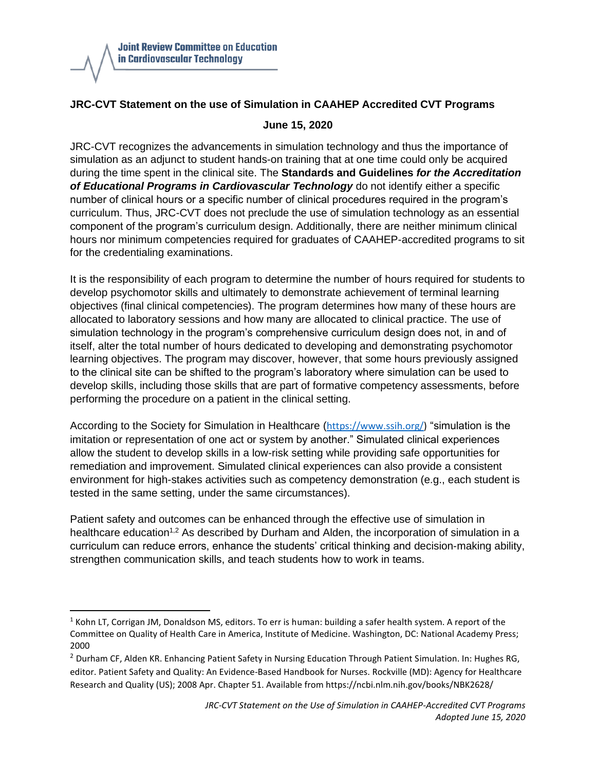**Joint Review Committee on Education in Cardiovascular Technology**

## JRC-CVT Statement on the use of Simulation in CAAHEP Accredited CVT Programs

**June 15, 2020**

JRC-CVT recognizes the advancements in simulation technology and thus the importance of simulation as an adjunct to student hands-on training that at one time could only be acquired during the time spent in the clinical site. The **Standards and Guidelines *for the Accreditation of Educational Programs in Cardiovascular Technology*** do not identify either a specific number of clinical hours or a specific number of clinical procedures required in the program's curriculum. Thus, JRC-CVT does not preclude the use of simulation technology as an essential component of the program's curriculum design. Additionally, there are neither minimum clinical hours nor minimum competencies required for graduates of CAAHEP-accredited programs to sit for the credentialing examinations.

It is the responsibility of each program to determine the number of hours required for students to develop psychomotor skills and ultimately to demonstrate achievement of terminal learning objectives (final clinical competencies). The program determines how many of these hours are allocated to laboratory sessions and how many are allocated to clinical practice. The use of simulation technology in the program's comprehensive curriculum design does not, in and of itself, alter the total number of hours dedicated to developing and demonstrating psychomotor learning objectives. The program may discover, however, that some hours previously assigned to the clinical site can be shifted to the program's laboratory where simulation can be used to develop skills, including those skills that are part of formative competency assessments, before performing the procedure on a patient in the clinical setting.

According to the Society for Simulation in Healthcare (https://www.ssih.org/) "simulation is the imitation or representation of one act or system by another." Simulated clinical experiences allow the student to develop skills in a low-risk setting while providing safe opportunities for remediation and improvement. Simulated clinical experiences can also provide a consistent environment for high-stakes activities such as competency demonstration (e.g., each student is tested in the same setting, under the same circumstances).

Patient safety and outcomes can be enhanced through the effective use of simulation in healthcare education[1,2] As described by Durham and Alden, the incorporation of simulation in a curriculum can reduce errors, enhance the students' critical thinking and decision-making ability, strengthen communication skills, and teach students how to work in teams.

---

[1] Kohn LT, Corrigan JM, Donaldson MS, editors. To err is human: building a safer health system. A report of the Committee on Quality of Health Care in America, Institute of Medicine. Washington, DC: National Academy Press; 2000

[2] Durham CF, Alden KR. Enhancing Patient Safety in Nursing Education Through Patient Simulation. In: Hughes RG, editor. Patient Safety and Quality: An Evidence-Based Handbook for Nurses. Rockville (MD): Agency for Healthcare Research and Quality (US); 2008 Apr. Chapter 51. Available from https://ncbi.nlm.nih.gov/books/NBK2628/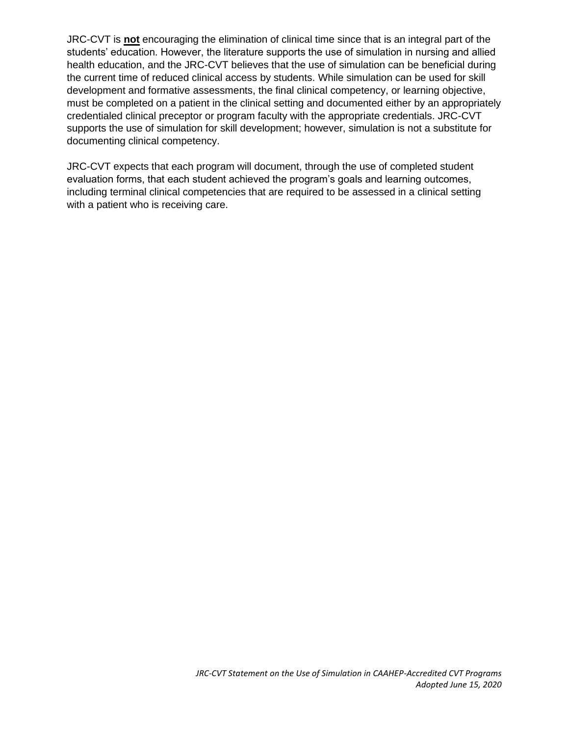JRC-CVT is **not** encouraging the elimination of clinical time since that is an integral part of the students' education. However, the literature supports the use of simulation in nursing and allied health education, and the JRC-CVT believes that the use of simulation can be beneficial during the current time of reduced clinical access by students. While simulation can be used for skill development and formative assessments, the final clinical competency, or learning objective, must be completed on a patient in the clinical setting and documented either by an appropriately credentialed clinical preceptor or program faculty with the appropriate credentials. JRC-CVT supports the use of simulation for skill development; however, simulation is not a substitute for documenting clinical competency.

JRC-CVT expects that each program will document, through the use of completed student evaluation forms, that each student achieved the program's goals and learning outcomes, including terminal clinical competencies that are required to be assessed in a clinical setting with a patient who is receiving care.